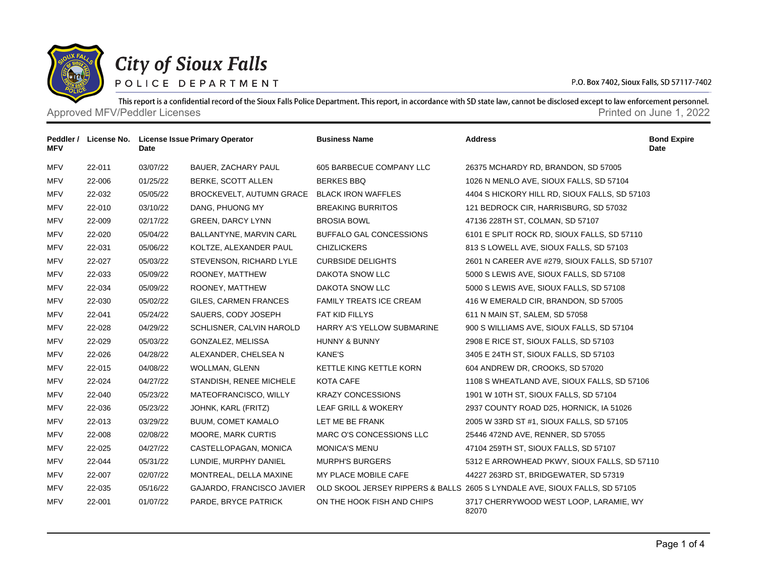# City of Sioux Falls

POLICE DEPARTMENT

P.O. Box 7402, Sioux Falls, SD 57117-7402

This report is a confidential record of the Sioux Falls Police Department. This report, in accordance with SD state law, cannot be disclosed except to law enforcement personnel.

Approved MFV/Peddler Licenses

Printed on June 1, 2022

| Peddler / MFV | License No. | License Issue Date | Primary Operator | Business Name | Address | Bond Expire Date |
|---|---|---|---|---|---|---|
| MFV | 22-011 | 03/07/22 | BAUER, ZACHARY PAUL | 605 BARBECUE COMPANY LLC | 26375 MCHARDY RD, BRANDON, SD 57005 | |
| MFV | 22-006 | 01/25/22 | BERKE, SCOTT ALLEN | BERKES BBQ | 1026 N MENLO AVE, SIOUX FALLS, SD 57104 | |
| MFV | 22-032 | 05/05/22 | BROCKEVELT, AUTUMN GRACE | BLACK IRON WAFFLES | 4404 S HICKORY HILL RD, SIOUX FALLS, SD 57103 | |
| MFV | 22-010 | 03/10/22 | DANG, PHUONG MY | BREAKING BURRITOS | 121 BEDROCK CIR, HARRISBURG, SD 57032 | |
| MFV | 22-009 | 02/17/22 | GREEN, DARCY LYNN | BROSIA BOWL | 47136 228TH ST, COLMAN, SD 57107 | |
| MFV | 22-020 | 05/04/22 | BALLANTYNE, MARVIN CARL | BUFFALO GAL CONCESSIONS | 6101 E SPLIT ROCK RD, SIOUX FALLS, SD 57110 | |
| MFV | 22-031 | 05/06/22 | KOLTZE, ALEXANDER PAUL | CHIZLICKERS | 813 S LOWELL AVE, SIOUX FALLS, SD 57103 | |
| MFV | 22-027 | 05/03/22 | STEVENSON, RICHARD LYLE | CURBSIDE DELIGHTS | 2601 N CAREER AVE #279, SIOUX FALLS, SD 57107 | |
| MFV | 22-033 | 05/09/22 | ROONEY, MATTHEW | DAKOTA SNOW LLC | 5000 S LEWIS AVE, SIOUX FALLS, SD 57108 | |
| MFV | 22-034 | 05/09/22 | ROONEY, MATTHEW | DAKOTA SNOW LLC | 5000 S LEWIS AVE, SIOUX FALLS, SD 57108 | |
| MFV | 22-030 | 05/02/22 | GILES, CARMEN FRANCES | FAMILY TREATS ICE CREAM | 416 W EMERALD CIR, BRANDON, SD 57005 | |
| MFV | 22-041 | 05/24/22 | SAUERS, CODY JOSEPH | FAT KID FILLYS | 611 N MAIN ST, SALEM, SD 57058 | |
| MFV | 22-028 | 04/29/22 | SCHLISNER, CALVIN HAROLD | HARRY A'S YELLOW SUBMARINE | 900 S WILLIAMS AVE, SIOUX FALLS, SD 57104 | |
| MFV | 22-029 | 05/03/22 | GONZALEZ, MELISSA | HUNNY & BUNNY | 2908 E RICE ST, SIOUX FALLS, SD 57103 | |
| MFV | 22-026 | 04/28/22 | ALEXANDER, CHELSEA N | KANE'S | 3405 E 24TH ST, SIOUX FALLS, SD 57103 | |
| MFV | 22-015 | 04/08/22 | WOLLMAN, GLENN | KETTLE KING KETTLE KORN | 604 ANDREW DR, CROOKS, SD 57020 | |
| MFV | 22-024 | 04/27/22 | STANDISH, RENEE MICHELE | KOTA CAFE | 1108 S WHEATLAND AVE, SIOUX FALLS, SD 57106 | |
| MFV | 22-040 | 05/23/22 | MATEOFRANCISCO, WILLY | KRAZY CONCESSIONS | 1901 W 10TH ST, SIOUX FALLS, SD 57104 | |
| MFV | 22-036 | 05/23/22 | JOHNK, KARL (FRITZ) | LEAF GRILL & WOKERY | 2937 COUNTY ROAD D25, HORNICK, IA 51026 | |
| MFV | 22-013 | 03/29/22 | BUUM, COMET KAMALO | LET ME BE FRANK | 2005 W 33RD ST #1, SIOUX FALLS, SD 57105 | |
| MFV | 22-008 | 02/08/22 | MOORE, MARK CURTIS | MARC O'S CONCESSIONS LLC | 25446 472ND AVE, RENNER, SD 57055 | |
| MFV | 22-025 | 04/27/22 | CASTELLOPAGAN, MONICA | MONICA'S MENU | 47104 259TH ST, SIOUX FALLS, SD 57107 | |
| MFV | 22-044 | 05/31/22 | LUNDIE, MURPHY DANIEL | MURPH'S BURGERS | 5312 E ARROWHEAD PKWY, SIOUX FALLS, SD 57110 | |
| MFV | 22-007 | 02/07/22 | MONTREAL, DELLA MAXINE | MY PLACE MOBILE CAFE | 44227 263RD ST, BRIDGEWATER, SD 57319 | |
| MFV | 22-035 | 05/16/22 | GAJARDO, FRANCISCO JAVIER | OLD SKOOL JERSEY RIPPERS & BALLS | 2605 S LYNDALE AVE, SIOUX FALLS, SD 57105 | |
| MFV | 22-001 | 01/07/22 | PARDE, BRYCE PATRICK | ON THE HOOK FISH AND CHIPS | 3717 CHERRYWOOD WEST LOOP, LARAMIE, WY 82070 | |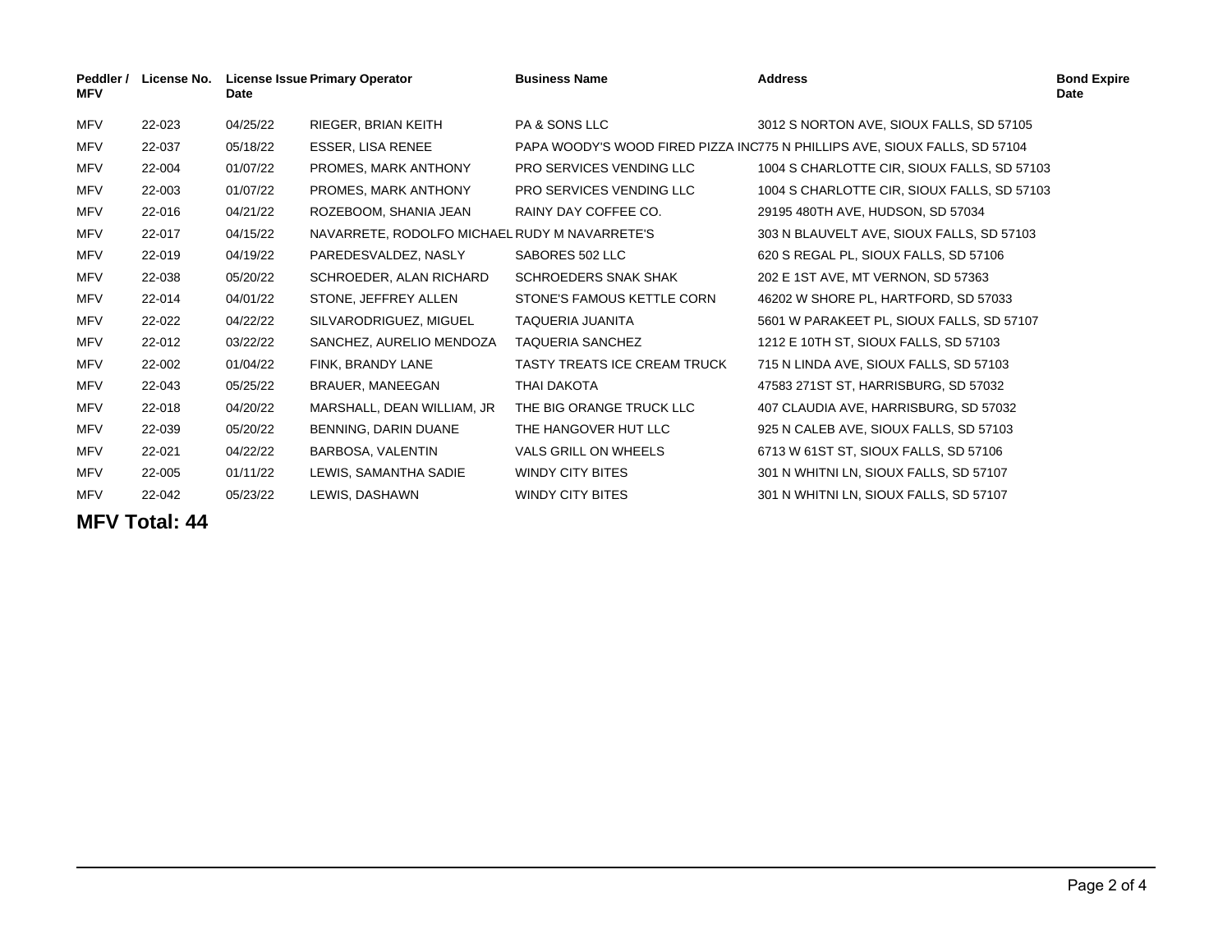| Peddler / MFV | License No. | License Issue Date | Primary Operator | Business Name | Address | Bond Expire Date |
|---|---|---|---|---|---|---|
| MFV | 22-023 | 04/25/22 | RIEGER, BRIAN KEITH | PA & SONS LLC | 3012 S NORTON AVE, SIOUX FALLS, SD 57105 | |
| MFV | 22-037 | 05/18/22 | ESSER, LISA RENEE | PAPA WOODY'S WOOD FIRED PIZZA INC | 775 N PHILLIPS AVE, SIOUX FALLS, SD 57104 | |
| MFV | 22-004 | 01/07/22 | PROMES, MARK ANTHONY | PRO SERVICES VENDING LLC | 1004 S CHARLOTTE CIR, SIOUX FALLS, SD 57103 | |
| MFV | 22-003 | 01/07/22 | PROMES, MARK ANTHONY | PRO SERVICES VENDING LLC | 1004 S CHARLOTTE CIR, SIOUX FALLS, SD 57103 | |
| MFV | 22-016 | 04/21/22 | ROZEBOOM, SHANIA JEAN | RAINY DAY COFFEE CO. | 29195 480TH AVE, HUDSON, SD 57034 | |
| MFV | 22-017 | 04/15/22 | NAVARRETE, RODOLFO MICHAEL | RUDY M NAVARRETE'S | 303 N BLAUVELT AVE, SIOUX FALLS, SD 57103 | |
| MFV | 22-019 | 04/19/22 | PAREDESVALDEZ, NASLY | SABORES 502 LLC | 620 S REGAL PL, SIOUX FALLS, SD 57106 | |
| MFV | 22-038 | 05/20/22 | SCHROEDER, ALAN RICHARD | SCHROEDERS SNAK SHAK | 202 E 1ST AVE, MT VERNON, SD 57363 | |
| MFV | 22-014 | 04/01/22 | STONE, JEFFREY ALLEN | STONE'S FAMOUS KETTLE CORN | 46202 W SHORE PL, HARTFORD, SD 57033 | |
| MFV | 22-022 | 04/22/22 | SILVARODRIGUEZ, MIGUEL | TAQUERIA JUANITA | 5601 W PARAKEET PL, SIOUX FALLS, SD 57107 | |
| MFV | 22-012 | 03/22/22 | SANCHEZ, AURELIO MENDOZA | TAQUERIA SANCHEZ | 1212 E 10TH ST, SIOUX FALLS, SD 57103 | |
| MFV | 22-002 | 01/04/22 | FINK, BRANDY LANE | TASTY TREATS ICE CREAM TRUCK | 715 N LINDA AVE, SIOUX FALLS, SD 57103 | |
| MFV | 22-043 | 05/25/22 | BRAUER, MANEEGAN | THAI DAKOTA | 47583 271ST ST, HARRISBURG, SD 57032 | |
| MFV | 22-018 | 04/20/22 | MARSHALL, DEAN WILLIAM, JR | THE BIG ORANGE TRUCK LLC | 407 CLAUDIA AVE, HARRISBURG, SD 57032 | |
| MFV | 22-039 | 05/20/22 | BENNING, DARIN DUANE | THE HANGOVER HUT LLC | 925 N CALEB AVE, SIOUX FALLS, SD 57103 | |
| MFV | 22-021 | 04/22/22 | BARBOSA, VALENTIN | VALS GRILL ON WHEELS | 6713 W 61ST ST, SIOUX FALLS, SD 57106 | |
| MFV | 22-005 | 01/11/22 | LEWIS, SAMANTHA SADIE | WINDY CITY BITES | 301 N WHITNI LN, SIOUX FALLS, SD 57107 | |
| MFV | 22-042 | 05/23/22 | LEWIS, DASHAWN | WINDY CITY BITES | 301 N WHITNI LN, SIOUX FALLS, SD 57107 | |

**MFV Total: 44**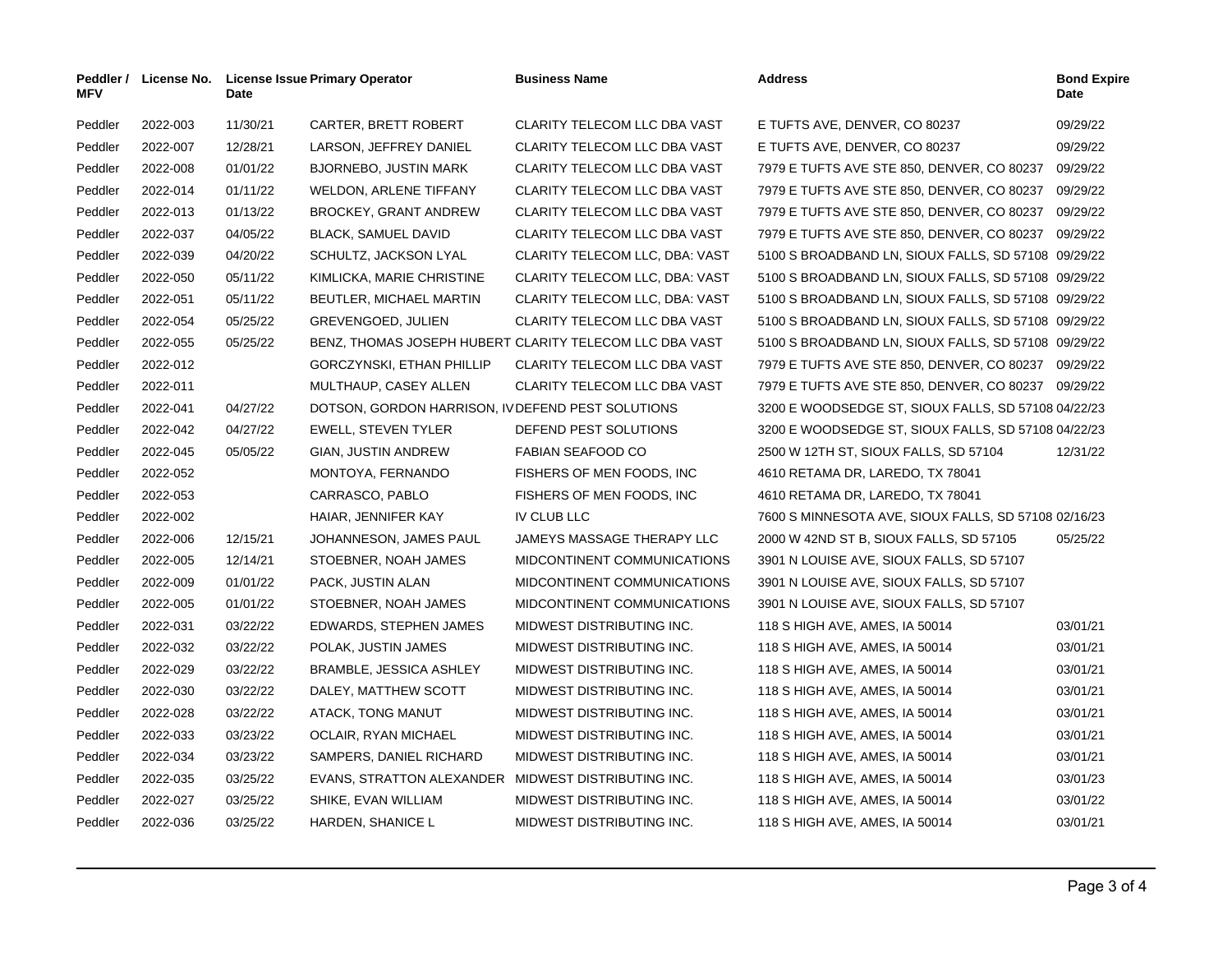| Peddler / MFV | License No. | License Issue Date | Primary Operator | Business Name | Address | Bond Expire Date |
|---|---|---|---|---|---|---|
| Peddler | 2022-003 | 11/30/21 | CARTER, BRETT ROBERT | CLARITY TELECOM LLC DBA VAST | E TUFTS AVE, DENVER, CO 80237 | 09/29/22 |
| Peddler | 2022-007 | 12/28/21 | LARSON, JEFFREY DANIEL | CLARITY TELECOM LLC DBA VAST | E TUFTS AVE, DENVER, CO 80237 | 09/29/22 |
| Peddler | 2022-008 | 01/01/22 | BJORNEBO, JUSTIN MARK | CLARITY TELECOM LLC DBA VAST | 7979 E TUFTS AVE STE 850, DENVER, CO 80237 | 09/29/22 |
| Peddler | 2022-014 | 01/11/22 | WELDON, ARLENE TIFFANY | CLARITY TELECOM LLC DBA VAST | 7979 E TUFTS AVE STE 850, DENVER, CO 80237 | 09/29/22 |
| Peddler | 2022-013 | 01/13/22 | BROCKEY, GRANT ANDREW | CLARITY TELECOM LLC DBA VAST | 7979 E TUFTS AVE STE 850, DENVER, CO 80237 | 09/29/22 |
| Peddler | 2022-037 | 04/05/22 | BLACK, SAMUEL DAVID | CLARITY TELECOM LLC DBA VAST | 7979 E TUFTS AVE STE 850, DENVER, CO 80237 | 09/29/22 |
| Peddler | 2022-039 | 04/20/22 | SCHULTZ, JACKSON LYAL | CLARITY TELECOM LLC, DBA: VAST | 5100 S BROADBAND LN, SIOUX FALLS, SD 57108 | 09/29/22 |
| Peddler | 2022-050 | 05/11/22 | KIMLICKA, MARIE CHRISTINE | CLARITY TELECOM LLC, DBA: VAST | 5100 S BROADBAND LN, SIOUX FALLS, SD 57108 | 09/29/22 |
| Peddler | 2022-051 | 05/11/22 | BEUTLER, MICHAEL MARTIN | CLARITY TELECOM LLC, DBA: VAST | 5100 S BROADBAND LN, SIOUX FALLS, SD 57108 | 09/29/22 |
| Peddler | 2022-054 | 05/25/22 | GREVENGOED, JULIEN | CLARITY TELECOM LLC DBA VAST | 5100 S BROADBAND LN, SIOUX FALLS, SD 57108 | 09/29/22 |
| Peddler | 2022-055 | 05/25/22 | BENZ, THOMAS JOSEPH HUBERT | CLARITY TELECOM LLC DBA VAST | 5100 S BROADBAND LN, SIOUX FALLS, SD 57108 | 09/29/22 |
| Peddler | 2022-012 | | GORCZYNSKI, ETHAN PHILLIP | CLARITY TELECOM LLC DBA VAST | 7979 E TUFTS AVE STE 850, DENVER, CO 80237 | 09/29/22 |
| Peddler | 2022-011 | | MULTHAUP, CASEY ALLEN | CLARITY TELECOM LLC DBA VAST | 7979 E TUFTS AVE STE 850, DENVER, CO 80237 | 09/29/22 |
| Peddler | 2022-041 | 04/27/22 | DOTSON, GORDON HARRISON, IV | DEFEND PEST SOLUTIONS | 3200 E WOODSEDGE ST, SIOUX FALLS, SD 57108 | 04/22/23 |
| Peddler | 2022-042 | 04/27/22 | EWELL, STEVEN TYLER | DEFEND PEST SOLUTIONS | 3200 E WOODSEDGE ST, SIOUX FALLS, SD 57108 | 04/22/23 |
| Peddler | 2022-045 | 05/05/22 | GIAN, JUSTIN ANDREW | FABIAN SEAFOOD CO | 2500 W 12TH ST, SIOUX FALLS, SD 57104 | 12/31/22 |
| Peddler | 2022-052 | | MONTOYA, FERNANDO | FISHERS OF MEN FOODS, INC | 4610 RETAMA DR, LAREDO, TX 78041 | |
| Peddler | 2022-053 | | CARRASCO, PABLO | FISHERS OF MEN FOODS, INC | 4610 RETAMA DR, LAREDO, TX 78041 | |
| Peddler | 2022-002 | | HAIAR, JENNIFER KAY | IV CLUB LLC | 7600 S MINNESOTA AVE, SIOUX FALLS, SD 57108 | 02/16/23 |
| Peddler | 2022-006 | 12/15/21 | JOHANNESON, JAMES PAUL | JAMEYS MASSAGE THERAPY LLC | 2000 W 42ND ST B, SIOUX FALLS, SD 57105 | 05/25/22 |
| Peddler | 2022-005 | 12/14/21 | STOEBNER, NOAH JAMES | MIDCONTINENT COMMUNICATIONS | 3901 N LOUISE AVE, SIOUX FALLS, SD 57107 | |
| Peddler | 2022-009 | 01/01/22 | PACK, JUSTIN ALAN | MIDCONTINENT COMMUNICATIONS | 3901 N LOUISE AVE, SIOUX FALLS, SD 57107 | |
| Peddler | 2022-005 | 01/01/22 | STOEBNER, NOAH JAMES | MIDCONTINENT COMMUNICATIONS | 3901 N LOUISE AVE, SIOUX FALLS, SD 57107 | |
| Peddler | 2022-031 | 03/22/22 | EDWARDS, STEPHEN JAMES | MIDWEST DISTRIBUTING INC. | 118 S HIGH AVE, AMES, IA 50014 | 03/01/21 |
| Peddler | 2022-032 | 03/22/22 | POLAK, JUSTIN JAMES | MIDWEST DISTRIBUTING INC. | 118 S HIGH AVE, AMES, IA 50014 | 03/01/21 |
| Peddler | 2022-029 | 03/22/22 | BRAMBLE, JESSICA ASHLEY | MIDWEST DISTRIBUTING INC. | 118 S HIGH AVE, AMES, IA 50014 | 03/01/21 |
| Peddler | 2022-030 | 03/22/22 | DALEY, MATTHEW SCOTT | MIDWEST DISTRIBUTING INC. | 118 S HIGH AVE, AMES, IA 50014 | 03/01/21 |
| Peddler | 2022-028 | 03/22/22 | ATACK, TONG MANUT | MIDWEST DISTRIBUTING INC. | 118 S HIGH AVE, AMES, IA 50014 | 03/01/21 |
| Peddler | 2022-033 | 03/23/22 | OCLAIR, RYAN MICHAEL | MIDWEST DISTRIBUTING INC. | 118 S HIGH AVE, AMES, IA 50014 | 03/01/21 |
| Peddler | 2022-034 | 03/23/22 | SAMPERS, DANIEL RICHARD | MIDWEST DISTRIBUTING INC. | 118 S HIGH AVE, AMES, IA 50014 | 03/01/21 |
| Peddler | 2022-035 | 03/25/22 | EVANS, STRATTON ALEXANDER | MIDWEST DISTRIBUTING INC. | 118 S HIGH AVE, AMES, IA 50014 | 03/01/23 |
| Peddler | 2022-027 | 03/25/22 | SHIKE, EVAN WILLIAM | MIDWEST DISTRIBUTING INC. | 118 S HIGH AVE, AMES, IA 50014 | 03/01/22 |
| Peddler | 2022-036 | 03/25/22 | HARDEN, SHANICE L | MIDWEST DISTRIBUTING INC. | 118 S HIGH AVE, AMES, IA 50014 | 03/01/21 |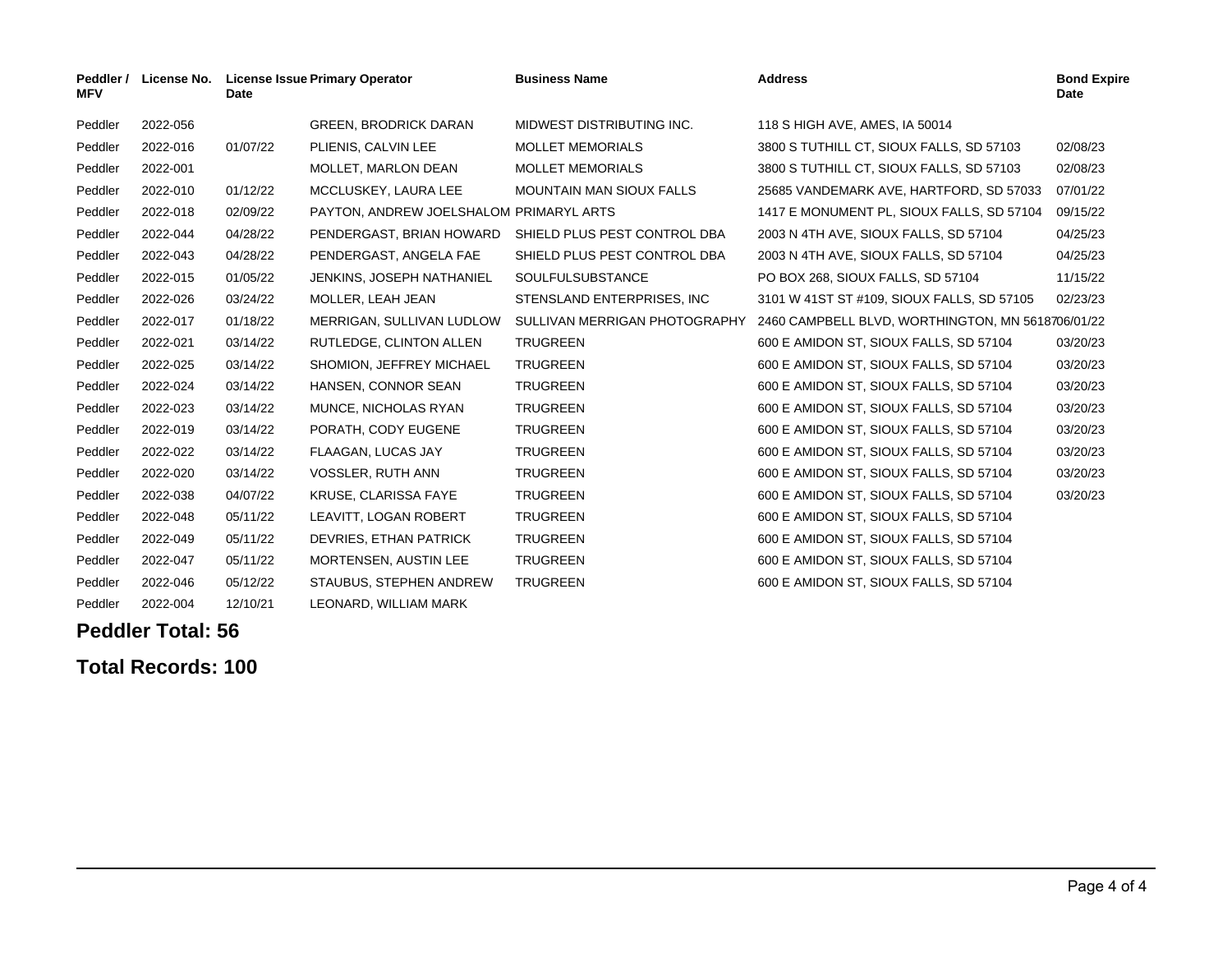| Peddler / MFV | License No. | License Issue Date | Primary Operator | Business Name | Address | Bond Expire Date |
|---|---|---|---|---|---|---|
| Peddler | 2022-056 | | GREEN, BRODRICK DARAN | MIDWEST DISTRIBUTING INC. | 118 S HIGH AVE, AMES, IA 50014 | |
| Peddler | 2022-016 | 01/07/22 | PLIENIS, CALVIN LEE | MOLLET MEMORIALS | 3800 S TUTHILL CT, SIOUX FALLS, SD 57103 | 02/08/23 |
| Peddler | 2022-001 | | MOLLET, MARLON DEAN | MOLLET MEMORIALS | 3800 S TUTHILL CT, SIOUX FALLS, SD 57103 | 02/08/23 |
| Peddler | 2022-010 | 01/12/22 | MCCLUSKEY, LAURA LEE | MOUNTAIN MAN SIOUX FALLS | 25685 VANDEMARK AVE, HARTFORD, SD 57033 | 07/01/22 |
| Peddler | 2022-018 | 02/09/22 | PAYTON, ANDREW JOELSHALOM | PRIMARYL ARTS | 1417 E MONUMENT PL, SIOUX FALLS, SD 57104 | 09/15/22 |
| Peddler | 2022-044 | 04/28/22 | PENDERGAST, BRIAN HOWARD | SHIELD PLUS PEST CONTROL DBA | 2003 N 4TH AVE, SIOUX FALLS, SD 57104 | 04/25/23 |
| Peddler | 2022-043 | 04/28/22 | PENDERGAST, ANGELA FAE | SHIELD PLUS PEST CONTROL DBA | 2003 N 4TH AVE, SIOUX FALLS, SD 57104 | 04/25/23 |
| Peddler | 2022-015 | 01/05/22 | JENKINS, JOSEPH NATHANIEL | SOULFULSUBSTANCE | PO BOX 268, SIOUX FALLS, SD 57104 | 11/15/22 |
| Peddler | 2022-026 | 03/24/22 | MOLLER, LEAH JEAN | STENSLAND ENTERPRISES, INC | 3101 W 41ST ST #109, SIOUX FALLS, SD 57105 | 02/23/23 |
| Peddler | 2022-017 | 01/18/22 | MERRIGAN, SULLIVAN LUDLOW | SULLIVAN MERRIGAN PHOTOGRAPHY | 2460 CAMPBELL BLVD, WORTHINGTON, MN 56187 | 06/01/22 |
| Peddler | 2022-021 | 03/14/22 | RUTLEDGE, CLINTON ALLEN | TRUGREEN | 600 E AMIDON ST, SIOUX FALLS, SD 57104 | 03/20/23 |
| Peddler | 2022-025 | 03/14/22 | SHOMION, JEFFREY MICHAEL | TRUGREEN | 600 E AMIDON ST, SIOUX FALLS, SD 57104 | 03/20/23 |
| Peddler | 2022-024 | 03/14/22 | HANSEN, CONNOR SEAN | TRUGREEN | 600 E AMIDON ST, SIOUX FALLS, SD 57104 | 03/20/23 |
| Peddler | 2022-023 | 03/14/22 | MUNCE, NICHOLAS RYAN | TRUGREEN | 600 E AMIDON ST, SIOUX FALLS, SD 57104 | 03/20/23 |
| Peddler | 2022-019 | 03/14/22 | PORATH, CODY EUGENE | TRUGREEN | 600 E AMIDON ST, SIOUX FALLS, SD 57104 | 03/20/23 |
| Peddler | 2022-022 | 03/14/22 | FLAAGAN, LUCAS JAY | TRUGREEN | 600 E AMIDON ST, SIOUX FALLS, SD 57104 | 03/20/23 |
| Peddler | 2022-020 | 03/14/22 | VOSSLER, RUTH ANN | TRUGREEN | 600 E AMIDON ST, SIOUX FALLS, SD 57104 | 03/20/23 |
| Peddler | 2022-038 | 04/07/22 | KRUSE, CLARISSA FAYE | TRUGREEN | 600 E AMIDON ST, SIOUX FALLS, SD 57104 | 03/20/23 |
| Peddler | 2022-048 | 05/11/22 | LEAVITT, LOGAN ROBERT | TRUGREEN | 600 E AMIDON ST, SIOUX FALLS, SD 57104 | |
| Peddler | 2022-049 | 05/11/22 | DEVRIES, ETHAN PATRICK | TRUGREEN | 600 E AMIDON ST, SIOUX FALLS, SD 57104 | |
| Peddler | 2022-047 | 05/11/22 | MORTENSEN, AUSTIN LEE | TRUGREEN | 600 E AMIDON ST, SIOUX FALLS, SD 57104 | |
| Peddler | 2022-046 | 05/12/22 | STAUBUS, STEPHEN ANDREW | TRUGREEN | 600 E AMIDON ST, SIOUX FALLS, SD 57104 | |
| Peddler | 2022-004 | 12/10/21 | LEONARD, WILLIAM MARK | | | |

**Peddler Total: 56**

**Total Records: 100**